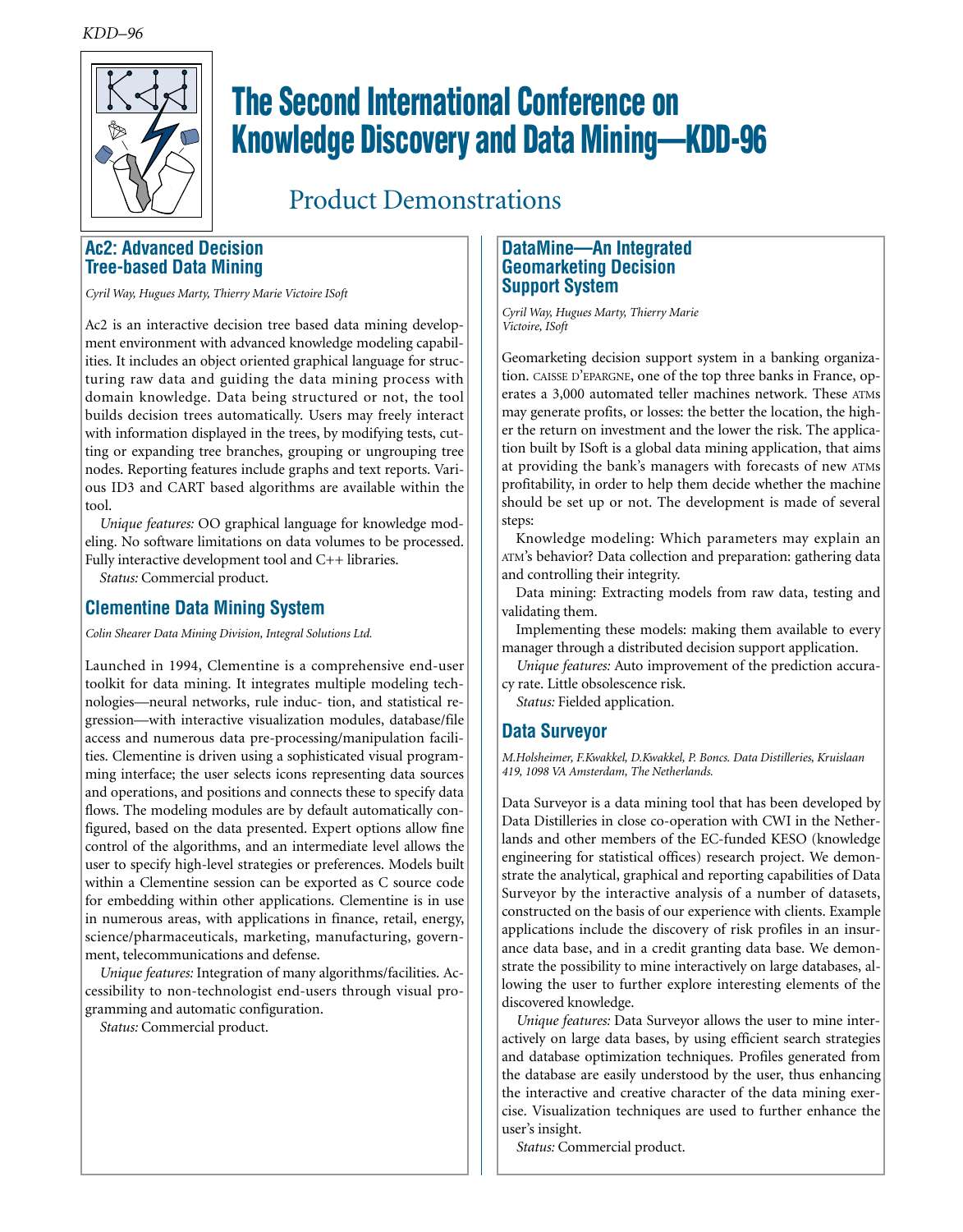# The Second International Conference on Knowledge Discovery and Data Mining—KDD-96

## Product Demonstrations

### Ac2: Advanced Decision Tree-based Data Mining

*Cyril Way, Hugues Marty, Thierry Marie Victoire ISoft*

Ac2 is an interactive decision tree based data mining development environment with advanced knowledge modeling capabilities. It includes an object oriented graphical language for structuring raw data and guiding the data mining process with domain knowledge. Data being structured or not, the tool builds decision trees automatically. Users may freely interact with information displayed in the trees, by modifying tests, cutting or expanding tree branches, grouping or ungrouping tree nodes. Reporting features include graphs and text reports. Various ID3 and CART based algorithms are available within the tool.

*Unique features:* OO graphical language for knowledge modeling. No software limitations on data volumes to be processed. Fully interactive development tool and C++ libraries.

*Status:* Commercial product.

### Clementine Data Mining System

*Colin Shearer Data Mining Division, Integral Solutions Ltd.*

Launched in 1994, Clementine is a comprehensive end-user toolkit for data mining. It integrates multiple modeling technologies—neural networks, rule induc- tion, and statistical regression—with interactive visualization modules, database/file access and numerous data pre-processing/manipulation facilities. Clementine is driven using a sophisticated visual programming interface; the user selects icons representing data sources and operations, and positions and connects these to specify data flows. The modeling modules are by default automatically configured, based on the data presented. Expert options allow fine control of the algorithms, and an intermediate level allows the user to specify high-level strategies or preferences. Models built within a Clementine session can be exported as C source code for embedding within other applications. Clementine is in use in numerous areas, with applications in finance, retail, energy, science/pharmaceuticals, marketing, manufacturing, government, telecommunications and defense.

*Unique features:* Integration of many algorithms/facilities. Accessibility to non-technologist end-users through visual programming and automatic configuration.

*Status:* Commercial product.

### DataMine—An Integrated Geomarketing Decision Support System

*Cyril Way, Hugues Marty, Thierry Marie Victoire, ISoft*

Geomarketing decision support system in a banking organization. CAISSE D'EPARGNE, one of the top three banks in France, operates a 3,000 automated teller machines network. These ATMs may generate profits, or losses: the better the location, the higher the return on investment and the lower the risk. The application built by ISoft is a global data mining application, that aims at providing the bank's managers with forecasts of new ATMs profitability, in order to help them decide whether the machine should be set up or not. The development is made of several steps:

Knowledge modeling: Which parameters may explain an ATM's behavior? Data collection and preparation: gathering data and controlling their integrity.

Data mining: Extracting models from raw data, testing and validating them.

Implementing these models: making them available to every manager through a distributed decision support application.

*Unique features:* Auto improvement of the prediction accuracy rate. Little obsolescence risk.

*Status:* Fielded application.

### Data Surveyor

*M.Holsheimer, F.Kwakkel, D.Kwakkel, P. Boncs. Data Distilleries, Kruislaan 419, 1098 VA Amsterdam, The Netherlands.*

Data Surveyor is a data mining tool that has been developed by Data Distilleries in close co-operation with CWI in the Netherlands and other members of the EC-funded KESO (knowledge engineering for statistical offices) research project. We demonstrate the analytical, graphical and reporting capabilities of Data Surveyor by the interactive analysis of a number of datasets, constructed on the basis of our experience with clients. Example applications include the discovery of risk profiles in an insurance data base, and in a credit granting data base. We demonstrate the possibility to mine interactively on large databases, allowing the user to further explore interesting elements of the discovered knowledge.

*Unique features:* Data Surveyor allows the user to mine interactively on large data bases, by using efficient search strategies and database optimization techniques. Profiles generated from the database are easily understood by the user, thus enhancing the interactive and creative character of the data mining exercise. Visualization techniques are used to further enhance the user's insight.

*Status:* Commercial product.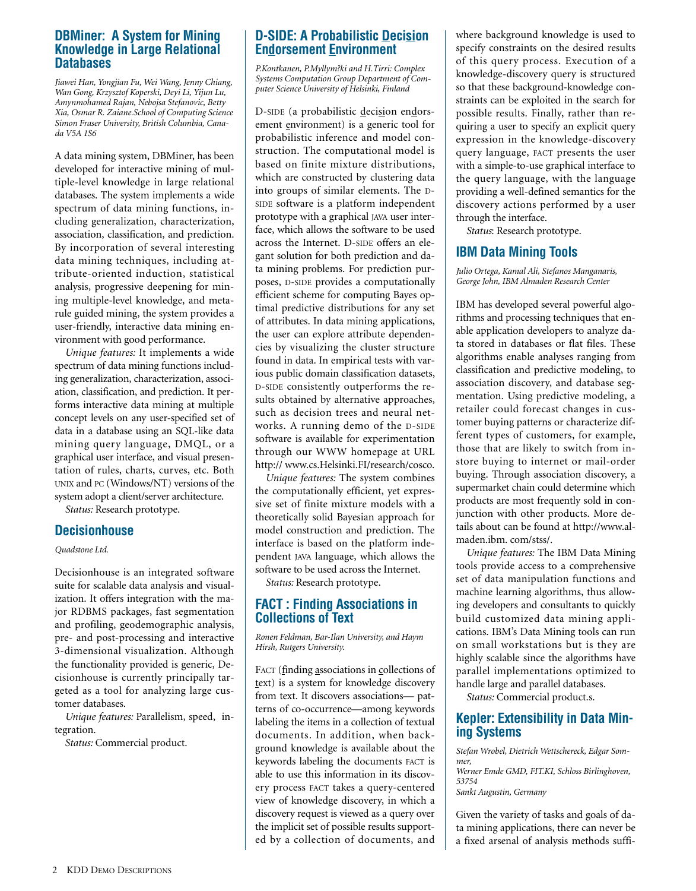## DBMiner: A System for Mining Knowledge in Large Relational Databases

*Jiawei Han, Yongjian Fu, Wei Wang, Jenny Chiang, Wan Gong, Krzysztof Koperski, Deyi Li, Yijun Lu, Amynmohamed Rajan, Nebojsa Stefanovic, Betty Xia, Osmar R. Zaiane.School of Computing Science Simon Fraser University, British Columbia, Canada V5A 1S6*

A data mining system, DBMiner, has been developed for interactive mining of multiple-level knowledge in large relational databases. The system implements a wide spectrum of data mining functions, including generalization, characterization, association, classification, and prediction. By incorporation of several interesting data mining techniques, including attribute-oriented induction, statistical analysis, progressive deepening for mining multiple-level knowledge, and meta-rule guided mining, the system provides a user-friendly, interactive data mining environment with good performance.

*Unique features:* It implements a wide spectrum of data mining functions including generalization, characterization, association, classification, and prediction. It performs interactive data mining at multiple concept levels on any user-specified set of data in a database using an SQL-like data mining query language, DMQL, or a graphical user interface, and visual presentation of rules, charts, curves, etc. Both UNIX and PC (Windows/NT) versions of the system adopt a client/server architecture.

*Status:* Research prototype.

## Decisionhouse

*Quadstone Ltd.*

Decisionhouse is an integrated software suite for scalable data analysis and visualization. It offers integration with the major RDBMS packages, fast segmentation and profiling, geodemographic analysis, pre- and post-processing and interactive 3-dimensional visualization. Although the functionality provided is generic, Decisionhouse is currently principally targeted as a tool for analyzing large customer databases.

*Unique features:* Parallelism, speed, integration.

*Status:* Commercial product.

## D-SIDE: A Probabilistic Decision Endorsement Environment

*P.Kontkanen, P.Myllym?ki and H.Tirri: Complex Systems Computation Group Department of Computer Science University of Helsinki, Finland*

D-SIDE (a probabilistic decision endorsement environment) is a generic tool for probabilistic inference and model construction. The computational model is based on finite mixture distributions, which are constructed by clustering data into groups of similar elements. The D-SIDE software is a platform independent prototype with a graphical JAVA user interface, which allows the software to be used across the Internet. D-SIDE offers an elegant solution for both prediction and data mining problems. For prediction purposes, D-SIDE provides a computationally efficient scheme for computing Bayes optimal predictive distributions for any set of attributes. In data mining applications, the user can explore attribute dependencies by visualizing the cluster structure found in data. In empirical tests with various public domain classification datasets, D-SIDE consistently outperforms the results obtained by alternative approaches, such as decision trees and neural networks. A running demo of the D-SIDE software is available for experimentation through our WWW homepage at URL http:// www.cs.Helsinki.FI/research/cosco.

*Unique features:* The system combines the computationally efficient, yet expressive set of finite mixture models with a theoretically solid Bayesian approach for model construction and prediction. The interface is based on the platform independent JAVA language, which allows the software to be used across the Internet.

*Status:* Research prototype.

## FACT : Finding Associations in Collections of Text

*Ronen Feldman, Bar-Ilan University, and Haym Hirsh, Rutgers University.*

FACT (finding associations in collections of text) is a system for knowledge discovery from text. It discovers associations— patterns of co-occurrence—among keywords labeling the items in a collection of textual documents. In addition, when background knowledge is available about the keywords labeling the documents FACT is able to use this information in its discovery process FACT takes a query-centered view of knowledge discovery, in which a discovery request is viewed as a query over the implicit set of possible results supported by a collection of documents, and where background knowledge is used to specify constraints on the desired results of this query process. Execution of a knowledge-discovery query is structured so that these background-knowledge constraints can be exploited in the search for possible results. Finally, rather than requiring a user to specify an explicit query expression in the knowledge-discovery query language, FACT presents the user with a simple-to-use graphical interface to the query language, with the language providing a well-defined semantics for the discovery actions performed by a user through the interface.

*Status*: Research prototype.

## IBM Data Mining Tools

*Julio Ortega, Kamal Ali, Stefanos Manganaris, George John, IBM Almaden Research Center*

IBM has developed several powerful algorithms and processing techniques that enable application developers to analyze data stored in databases or flat files. These algorithms enable analyses ranging from classification and predictive modeling, to association discovery, and database segmentation. Using predictive modeling, a retailer could forecast changes in customer buying patterns or characterize different types of customers, for example, those that are likely to switch from in-store buying to internet or mail-order buying. Through association discovery, a supermarket chain could determine which products are most frequently sold in conjunction with other products. More details about can be found at http://www.almaden.ibm. com/stss/.

*Unique features:* The IBM Data Mining tools provide access to a comprehensive set of data manipulation functions and machine learning algorithms, thus allowing developers and consultants to quickly build customized data mining applications. IBM's Data Mining tools can run on small workstations but is they are highly scalable since the algorithms have parallel implementations optimized to handle large and parallel databases.

*Status:* Commercial product.s.

## Kepler: Extensibility in Data Mining Systems

*Stefan Wrobel, Dietrich Wettschereck, Edgar Sommer,*
*Werner Emde GMD, FIT.KI, Schloss Birlinghoven, 53754*
*Sankt Augustin, Germany*

Given the variety of tasks and goals of data mining applications, there can never be a fixed arsenal of analysis methods suffi-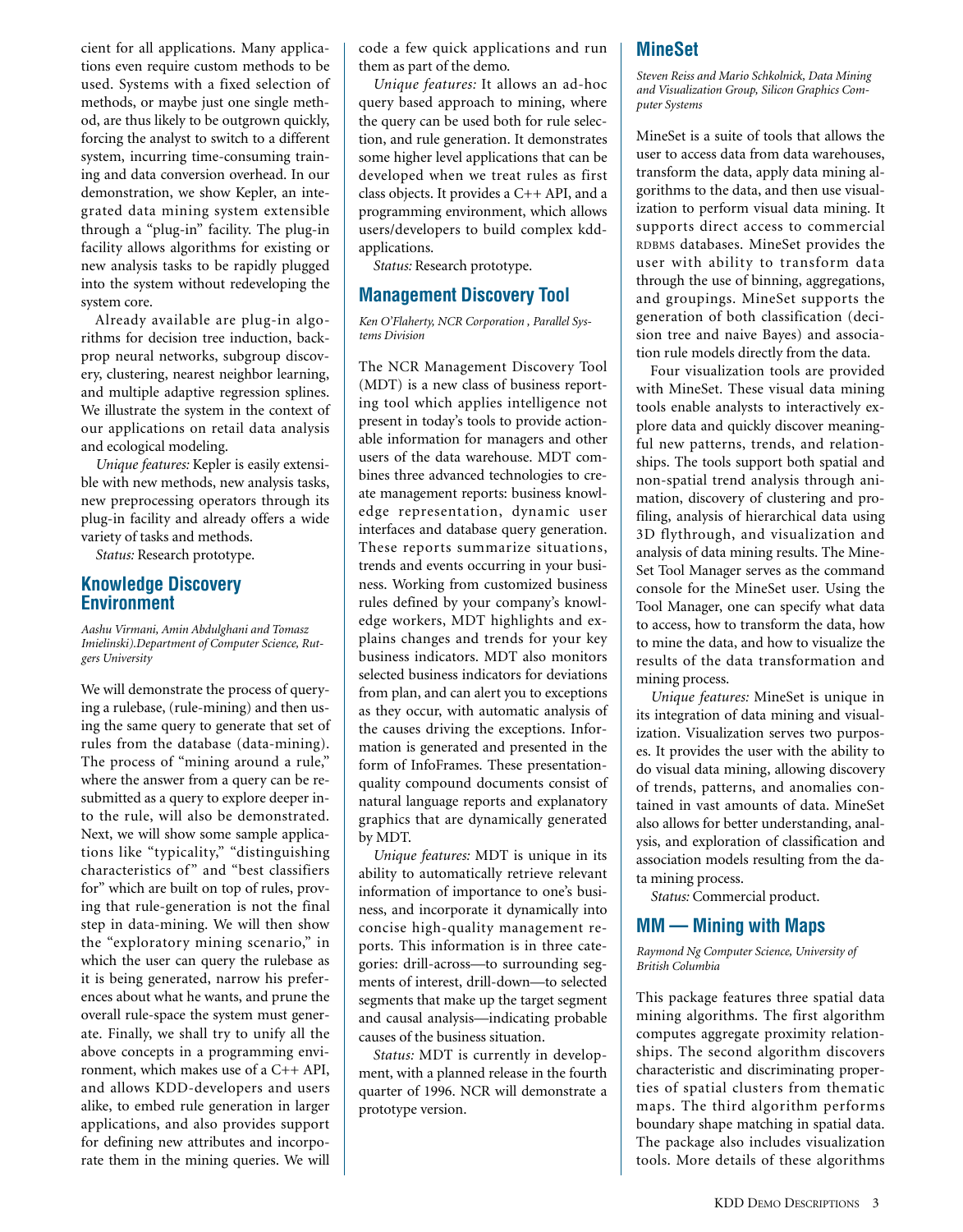cient for all applications. Many applications even require custom methods to be used. Systems with a fixed selection of methods, or maybe just one single method, are thus likely to be outgrown quickly, forcing the analyst to switch to a different system, incurring time-consuming training and data conversion overhead. In our demonstration, we show Kepler, an integrated data mining system extensible through a "plug-in" facility. The plug-in facility allows algorithms for existing or new analysis tasks to be rapidly plugged into the system without redeveloping the system core.

Already available are plug-in algorithms for decision tree induction, backprop neural networks, subgroup discovery, clustering, nearest neighbor learning, and multiple adaptive regression splines. We illustrate the system in the context of our applications on retail data analysis and ecological modeling.

*Unique features:* Kepler is easily extensible with new methods, new analysis tasks, new preprocessing operators through its plug-in facility and already offers a wide variety of tasks and methods.

*Status:* Research prototype.

## Knowledge Discovery Environment

*Aashu Virmani, Amin Abdulghani and Tomasz Imielinski).Department of Computer Science, Rutgers University*

We will demonstrate the process of querying a rulebase, (rule-mining) and then using the same query to generate that set of rules from the database (data-mining). The process of "mining around a rule," where the answer from a query can be resubmitted as a query to explore deeper into the rule, will also be demonstrated. Next, we will show some sample applications like "typicality," "distinguishing characteristics of" and "best classifiers for" which are built on top of rules, proving that rule-generation is not the final step in data-mining. We will then show the "exploratory mining scenario," in which the user can query the rulebase as it is being generated, narrow his preferences about what he wants, and prune the overall rule-space the system must generate. Finally, we shall try to unify all the above concepts in a programming environment, which makes use of a C++ API, and allows KDD-developers and users alike, to embed rule generation in larger applications, and also provides support for defining new attributes and incorporate them in the mining queries. We will code a few quick applications and run them as part of the demo.

*Unique features:* It allows an ad-hoc query based approach to mining, where the query can be used both for rule selection, and rule generation. It demonstrates some higher level applications that can be developed when we treat rules as first class objects. It provides a C++ API, and a programming environment, which allows users/developers to build complex kdd-applications.

*Status:* Research prototype.

## Management Discovery Tool

*Ken O'Flaherty, NCR Corporation , Parallel Systems Division*

The NCR Management Discovery Tool (MDT) is a new class of business reporting tool which applies intelligence not present in today's tools to provide actionable information for managers and other users of the data warehouse. MDT combines three advanced technologies to create management reports: business knowledge representation, dynamic user interfaces and database query generation. These reports summarize situations, trends and events occurring in your business. Working from customized business rules defined by your company's knowledge workers, MDT highlights and explains changes and trends for your key business indicators. MDT also monitors selected business indicators for deviations from plan, and can alert you to exceptions as they occur, with automatic analysis of the causes driving the exceptions. Information is generated and presented in the form of InfoFrames. These presentation-quality compound documents consist of natural language reports and explanatory graphics that are dynamically generated by MDT.

*Unique features:* MDT is unique in its ability to automatically retrieve relevant information of importance to one's business, and incorporate it dynamically into concise high-quality management reports. This information is in three categories: drill-across—to surrounding segments of interest, drill-down—to selected segments that make up the target segment and causal analysis—indicating probable causes of the business situation.

*Status:* MDT is currently in development, with a planned release in the fourth quarter of 1996. NCR will demonstrate a prototype version.

## MineSet

*Steven Reiss and Mario Schkolnick, Data Mining and Visualization Group, Silicon Graphics Computer Systems*

MineSet is a suite of tools that allows the user to access data from data warehouses, transform the data, apply data mining algorithms to the data, and then use visualization to perform visual data mining. It supports direct access to commercial RDBMS databases. MineSet provides the user with ability to transform data through the use of binning, aggregations, and groupings. MineSet supports the generation of both classification (decision tree and naive Bayes) and association rule models directly from the data.

Four visualization tools are provided with MineSet. These visual data mining tools enable analysts to interactively explore data and quickly discover meaningful new patterns, trends, and relationships. The tools support both spatial and non-spatial trend analysis through animation, discovery of clustering and profiling, analysis of hierarchical data using 3D flythrough, and visualization and analysis of data mining results. The MineSet Tool Manager serves as the command console for the MineSet user. Using the Tool Manager, one can specify what data to access, how to transform the data, how to mine the data, and how to visualize the results of the data transformation and mining process.

*Unique features:* MineSet is unique in its integration of data mining and visualization. Visualization serves two purposes. It provides the user with the ability to do visual data mining, allowing discovery of trends, patterns, and anomalies contained in vast amounts of data. MineSet also allows for better understanding, analysis, and exploration of classification and association models resulting from the data mining process.

*Status:* Commercial product.

## MM — Mining with Maps

*Raymond Ng Computer Science, University of British Columbia*

This package features three spatial data mining algorithms. The first algorithm computes aggregate proximity relationships. The second algorithm discovers characteristic and discriminating properties of spatial clusters from thematic maps. The third algorithm performs boundary shape matching in spatial data. The package also includes visualization tools. More details of these algorithms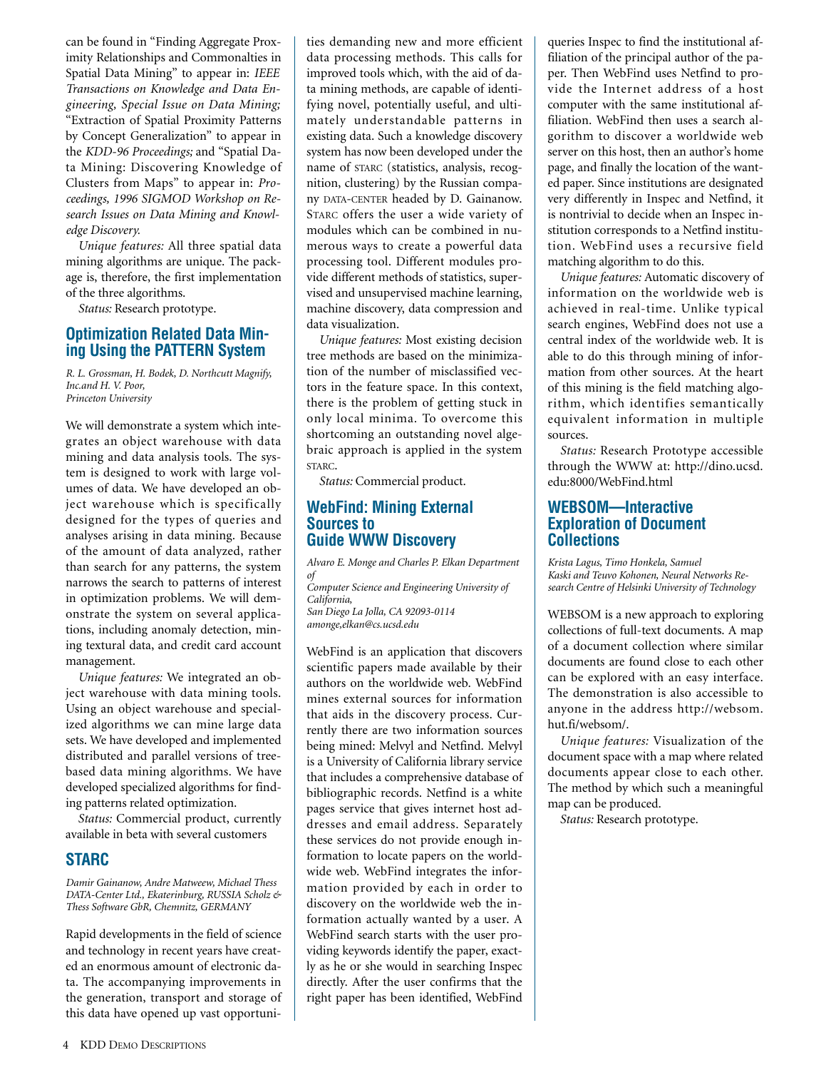can be found in "Finding Aggregate Proximity Relationships and Commonalties in Spatial Data Mining" to appear in: *IEEE Transactions on Knowledge and Data Engineering, Special Issue on Data Mining;* "Extraction of Spatial Proximity Patterns by Concept Generalization" to appear in the *KDD-96 Proceedings;* and "Spatial Data Mining: Discovering Knowledge of Clusters from Maps" to appear in: *Proceedings, 1996 SIGMOD Workshop on Research Issues on Data Mining and Knowledge Discovery.*

*Unique features:* All three spatial data mining algorithms are unique. The package is, therefore, the first implementation of the three algorithms.

*Status:* Research prototype.

## Optimization Related Data Mining Using the PATTERN System

*R. L. Grossman, H. Bodek, D. Northcutt Magnify, Inc.and H. V. Poor, Princeton University*

We will demonstrate a system which integrates an object warehouse with data mining and data analysis tools. The system is designed to work with large volumes of data. We have developed an object warehouse which is specifically designed for the types of queries and analyses arising in data mining. Because of the amount of data analyzed, rather than search for any patterns, the system narrows the search to patterns of interest in optimization problems. We will demonstrate the system on several applications, including anomaly detection, mining textural data, and credit card account management.

*Unique features:* We integrated an object warehouse with data mining tools. Using an object warehouse and specialized algorithms we can mine large data sets. We have developed and implemented distributed and parallel versions of tree-based data mining algorithms. We have developed specialized algorithms for finding patterns related optimization.

*Status:* Commercial product, currently available in beta with several customers

## STARC

*Damir Gainanow, Andre Matweew, Michael Thess DATA-Center Ltd., Ekaterinburg, RUSSIA Scholz & Thess Software GbR, Chemnitz, GERMANY*

Rapid developments in the field of science and technology in recent years have created an enormous amount of electronic data. The accompanying improvements in the generation, transport and storage of this data have opened up vast opportunities demanding new and more efficient data processing methods. This calls for improved tools which, with the aid of data mining methods, are capable of identifying novel, potentially useful, and ultimately understandable patterns in existing data. Such a knowledge discovery system has now been developed under the name of STARC (statistics, analysis, recognition, clustering) by the Russian company DATA-CENTER headed by D. Gainanow. STARC offers the user a wide variety of modules which can be combined in numerous ways to create a powerful data processing tool. Different modules provide different methods of statistics, supervised and unsupervised machine learning, machine discovery, data compression and data visualization.

*Unique features:* Most existing decision tree methods are based on the minimization of the number of misclassified vectors in the feature space. In this context, there is the problem of getting stuck in only local minima. To overcome this shortcoming an outstanding novel algebraic approach is applied in the system STARC.

*Status:* Commercial product.

## WebFind: Mining External Sources to Guide WWW Discovery

*Alvaro E. Monge and Charles P. Elkan Department of Computer Science and Engineering University of California, San Diego La Jolla, CA 92093-0114 amonge,elkan@cs.ucsd.edu*

WebFind is an application that discovers scientific papers made available by their authors on the worldwide web. WebFind mines external sources for information that aids in the discovery process. Currently there are two information sources being mined: Melvyl and Netfind. Melvyl is a University of California library service that includes a comprehensive database of bibliographic records. Netfind is a white pages service that gives internet host addresses and email address. Separately these services do not provide enough information to locate papers on the worldwide web. WebFind integrates the information provided by each in order to discovery on the worldwide web the information actually wanted by a user. A WebFind search starts with the user providing keywords identify the paper, exactly as he or she would in searching Inspec directly. After the user confirms that the right paper has been identified, WebFind queries Inspec to find the institutional affiliation of the principal author of the paper. Then WebFind uses Netfind to provide the Internet address of a host computer with the same institutional affiliation. WebFind then uses a search algorithm to discover a worldwide web server on this host, then an author's home page, and finally the location of the wanted paper. Since institutions are designated very differently in Inspec and Netfind, it is nontrivial to decide when an Inspec institution corresponds to a Netfind institution. WebFind uses a recursive field matching algorithm to do this.

*Unique features:* Automatic discovery of information on the worldwide web is achieved in real-time. Unlike typical search engines, WebFind does not use a central index of the worldwide web. It is able to do this through mining of information from other sources. At the heart of this mining is the field matching algorithm, which identifies semantically equivalent information in multiple sources.

*Status:* Research Prototype accessible through the WWW at: http://dino.ucsd.edu:8000/WebFind.html

## WEBSOM—Interactive Exploration of Document Collections

*Krista Lagus, Timo Honkela, Samuel Kaski and Teuvo Kohonen, Neural Networks Research Centre of Helsinki University of Technology*

WEBSOM is a new approach to exploring collections of full-text documents. A map of a document collection where similar documents are found close to each other can be explored with an easy interface. The demonstration is also accessible to anyone in the address http://websom.hut.fi/websom/.

*Unique features:* Visualization of the document space with a map where related documents appear close to each other. The method by which such a meaningful map can be produced.

*Status:* Research prototype.